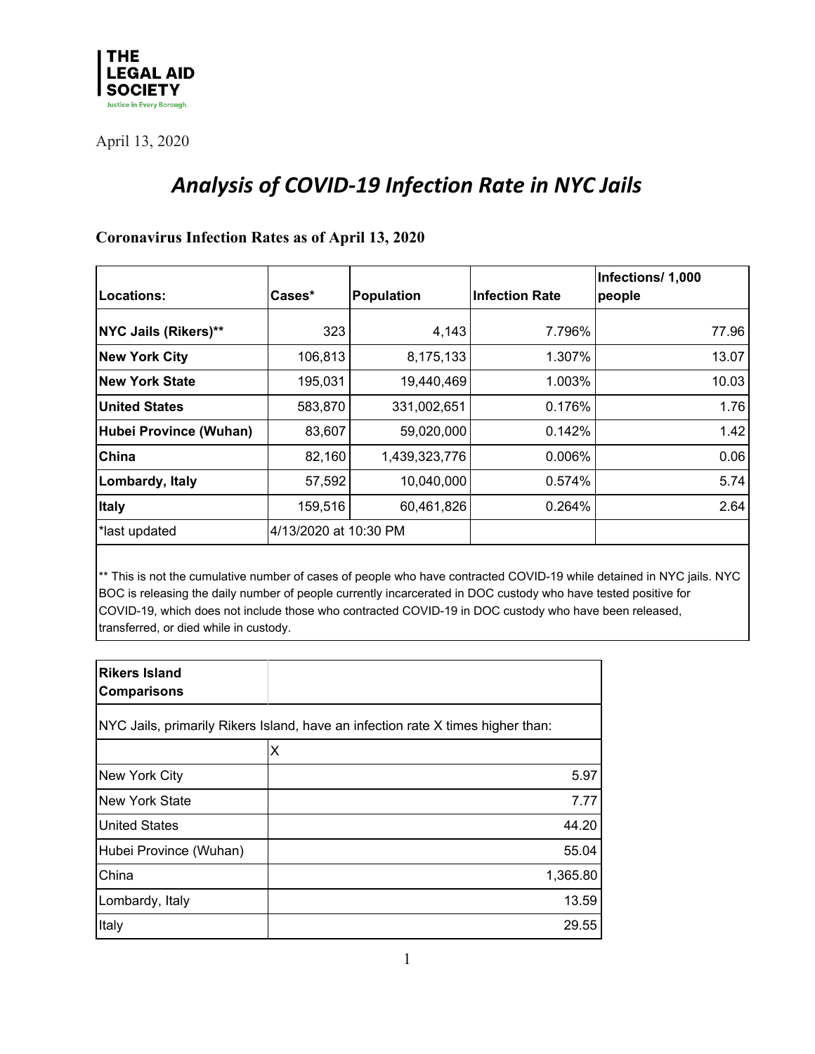**THE LEGAL AID SOCIETY**
Justice in Every Borough.

April 13, 2020

# *Analysis of COVID-19 Infection Rate in NYC Jails*

### Coronavirus Infection Rates as of April 13, 2020

| Locations: | Cases* | Population | Infection Rate | Infections/ 1,000 people |
|---|---|---|---|---|
| **NYC Jails (Rikers)**** | 323 | 4,143 | 7.796% | 77.96 |
| **New York City** | 106,813 | 8,175,133 | 1.307% | 13.07 |
| **New York State** | 195,031 | 19,440,469 | 1.003% | 10.03 |
| **United States** | 583,870 | 331,002,651 | 0.176% | 1.76 |
| **Hubei Province (Wuhan)** | 83,607 | 59,020,000 | 0.142% | 1.42 |
| **China** | 82,160 | 1,439,323,776 | 0.006% | 0.06 |
| **Lombardy, Italy** | 57,592 | 10,040,000 | 0.574% | 5.74 |
| **Italy** | 159,516 | 60,461,826 | 0.264% | 2.64 |
| *last updated | 4/13/2020 at 10:30 PM | | | |

** This is not the cumulative number of cases of people who have contracted COVID-19 while detained in NYC jails. NYC BOC is releasing the daily number of people currently incarcerated in DOC custody who have tested positive for COVID-19, which does not include those who contracted COVID-19 in DOC custody who have been released, transferred, or died while in custody.

| **Rikers Island Comparisons** | |
|---|---|
| NYC Jails, primarily Rikers Island, have an infection rate X times higher than: | |
| | X |
| New York City | 5.97 |
| New York State | 7.77 |
| United States | 44.20 |
| Hubei Province (Wuhan) | 55.04 |
| China | 1,365.80 |
| Lombardy, Italy | 13.59 |
| Italy | 29.55 |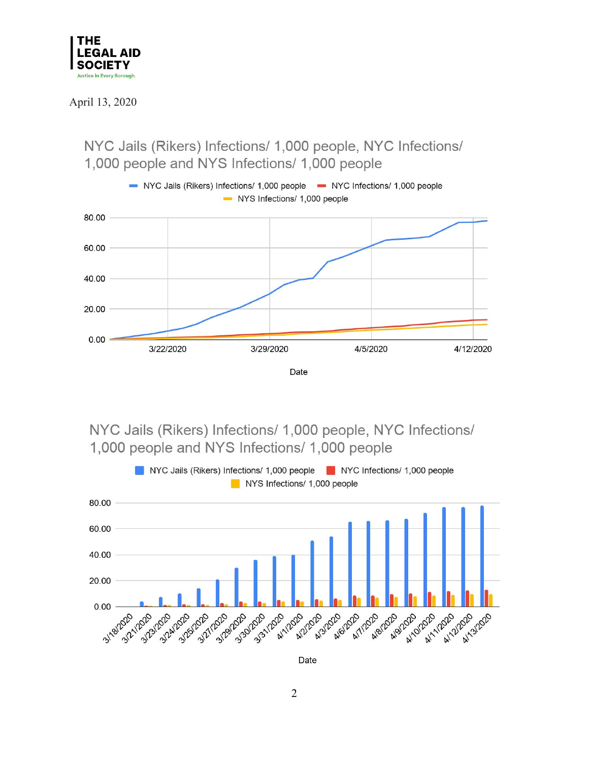April 13, 2020

NYC Jails (Rikers) Infections/ 1,000 people, NYC Infections/ 1,000 people and NYS Infections/ 1,000 people

NYC Jails (Rikers) Infections/ 1,000 people, NYC Infections/ 1,000 people and NYS Infections/ 1,000 people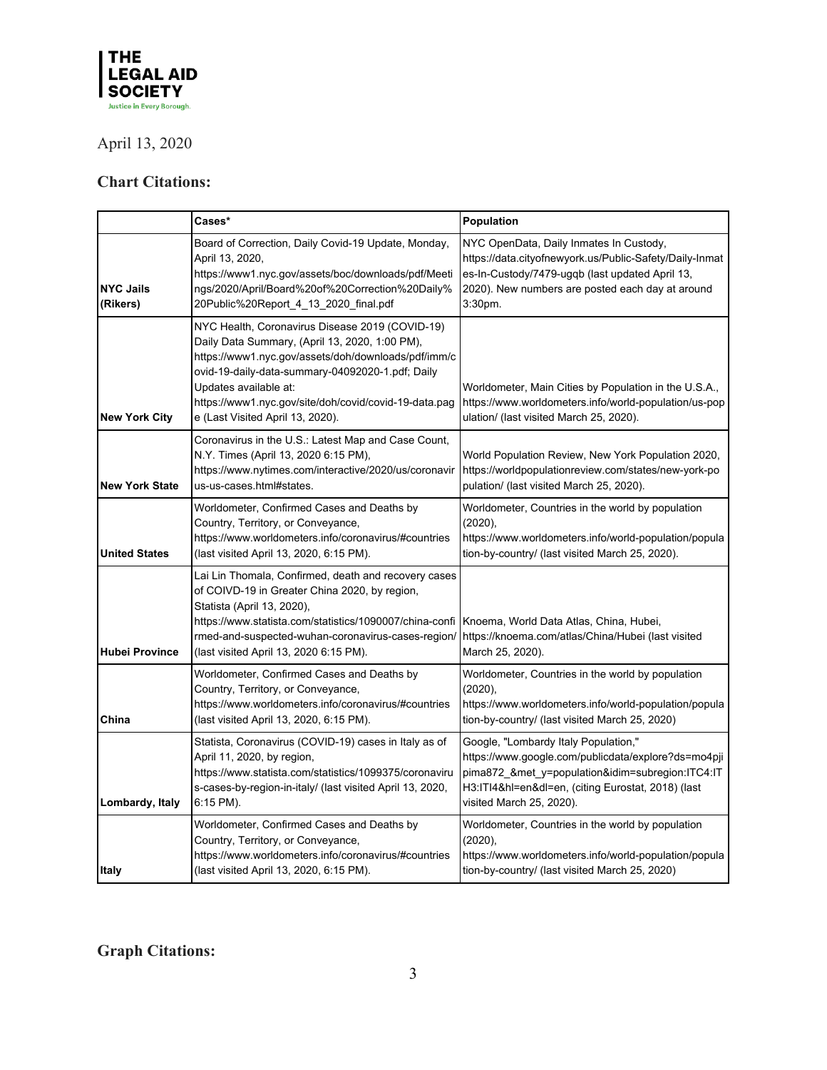THE LEGAL AID SOCIETY

Justice in Every Borough.

April 13, 2020

### Chart Citations:

| | Cases* | Population |
|---|---|---|
| **NYC Jails (Rikers)** | Board of Correction, Daily Covid-19 Update, Monday, April 13, 2020, https://www1.nyc.gov/assets/boc/downloads/pdf/Meetings/2020/April/Board%20of%20Correction%20Daily%20Public%20Report_4_13_2020_final.pdf | NYC OpenData, Daily Inmates In Custody, https://data.cityofnewyork.us/Public-Safety/Daily-Inmates-In-Custody/7479-ugqb (last updated April 13, 2020). New numbers are posted each day at around 3:30pm. |
| **New York City** | NYC Health, Coronavirus Disease 2019 (COVID-19) Daily Data Summary, (April 13, 2020, 1:00 PM), https://www1.nyc.gov/assets/doh/downloads/pdf/imm/covid-19-daily-data-summary-04092020-1.pdf; Daily Updates available at: https://www1.nyc.gov/site/doh/covid/covid-19-data.page (Last Visited April 13, 2020). | Worldometer, Main Cities by Population in the U.S.A., https://www.worldometers.info/world-population/us-population/ (last visited March 25, 2020). |
| **New York State** | Coronavirus in the U.S.: Latest Map and Case Count, N.Y. Times (April 13, 2020 6:15 PM), https://www.nytimes.com/interactive/2020/us/coronavirus-us-cases.html#states. | World Population Review, New York Population 2020, https://worldpopulationreview.com/states/new-york-population/ (last visited March 25, 2020). |
| **United States** | Worldometer, Confirmed Cases and Deaths by Country, Territory, or Conveyance, https://www.worldometers.info/coronavirus/#countries (last visited April 13, 2020, 6:15 PM). | Worldometer, Countries in the world by population (2020), https://www.worldometers.info/world-population/population-by-country/ (last visited March 25, 2020). |
| **Hubei Province** | Lai Lin Thomala, Confirmed, death and recovery cases of COIVD-19 in Greater China 2020, by region, Statista (April 13, 2020), https://www.statista.com/statistics/1090007/china-confirmed-and-suspected-wuhan-coronavirus-cases-region/ (last visited April 13, 2020 6:15 PM). | Knoema, World Data Atlas, China, Hubei, https://knoema.com/atlas/China/Hubei (last visited March 25, 2020). |
| **China** | Worldometer, Confirmed Cases and Deaths by Country, Territory, or Conveyance, https://www.worldometers.info/coronavirus/#countries (last visited April 13, 2020, 6:15 PM). | Worldometer, Countries in the world by population (2020), https://www.worldometers.info/world-population/population-by-country/ (last visited March 25, 2020) |
| **Lombardy, Italy** | Statista, Coronavirus (COVID-19) cases in Italy as of April 11, 2020, by region, https://www.statista.com/statistics/1099375/coronavirus-cases-by-region-in-italy/ (last visited April 13, 2020, 6:15 PM). | Google, "Lombardy Italy Population," https://www.google.com/publicdata/explore?ds=mo4pjipima872_&met_y=population&idim=subregion:ITC4:ITH3:ITI4&hl=en&dl=en, (citing Eurostat, 2018) (last visited March 25, 2020). |
| **Italy** | Worldometer, Confirmed Cases and Deaths by Country, Territory, or Conveyance, https://www.worldometers.info/coronavirus/#countries (last visited April 13, 2020, 6:15 PM). | Worldometer, Countries in the world by population (2020), https://www.worldometers.info/world-population/population-by-country/ (last visited March 25, 2020) |

### Graph Citations: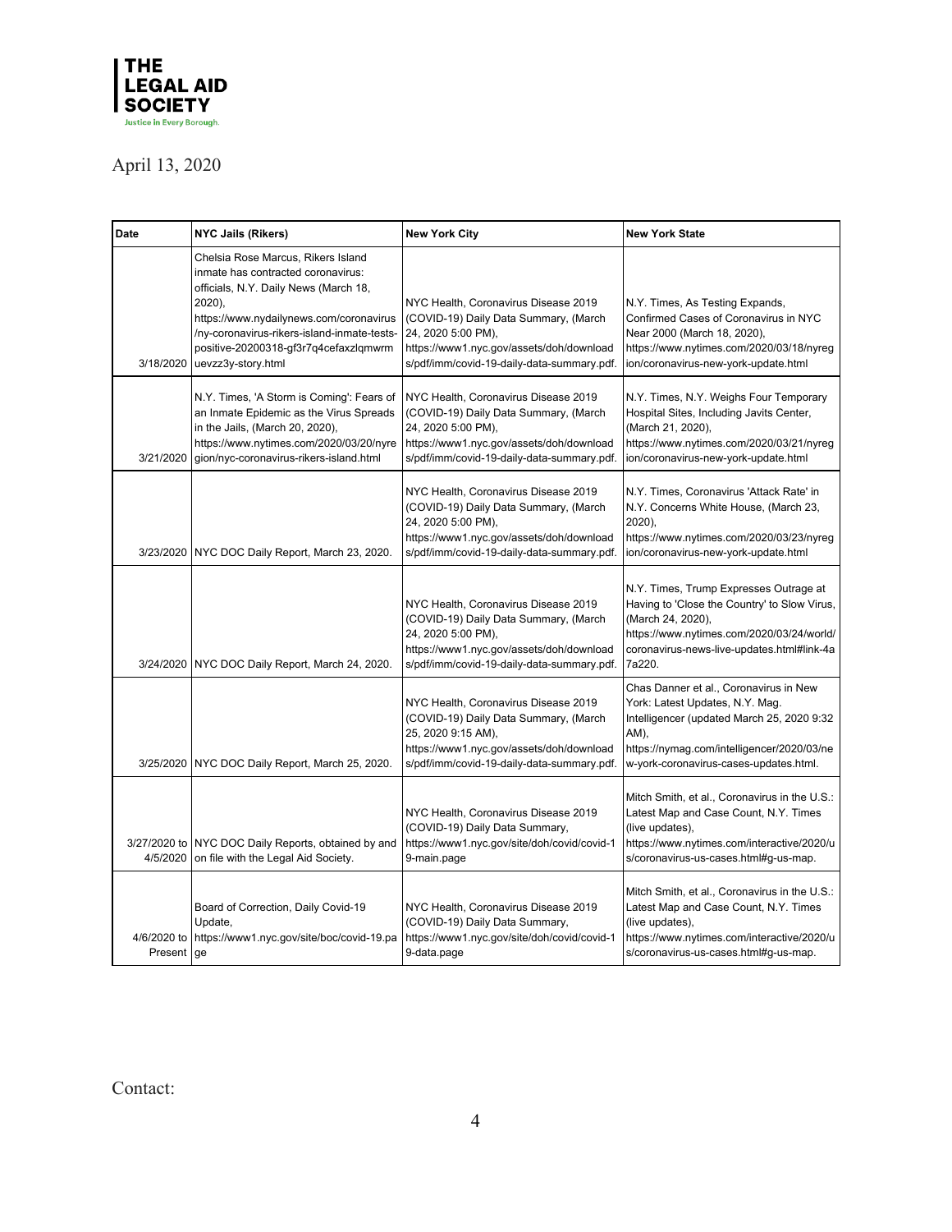**THE LEGAL AID SOCIETY**
Justice in Every Borough.

April 13, 2020

| Date | NYC Jails (Rikers) | New York City | New York State |
|---|---|---|---|
| 3/18/2020 | Chelsia Rose Marcus, Rikers Island inmate has contracted coronavirus: officials, N.Y. Daily News (March 18, 2020), https://www.nydailynews.com/coronavirus/ny-coronavirus-rikers-island-inmate-tests-positive-20200318-gf3r7q4cefaxzlqmwrmuevzz3y-story.html | NYC Health, Coronavirus Disease 2019 (COVID-19) Daily Data Summary, (March 24, 2020 5:00 PM), https://www1.nyc.gov/assets/doh/downloads/pdf/imm/covid-19-daily-data-summary.pdf. | N.Y. Times, As Testing Expands, Confirmed Cases of Coronavirus in NYC Near 2000 (March 18, 2020), https://www.nytimes.com/2020/03/18/nyregion/coronavirus-new-york-update.html |
| 3/21/2020 | N.Y. Times, 'A Storm is Coming': Fears of an Inmate Epidemic as the Virus Spreads in the Jails, (March 20, 2020), https://www.nytimes.com/2020/03/20/nyregion/nyc-coronavirus-rikers-island.html | NYC Health, Coronavirus Disease 2019 (COVID-19) Daily Data Summary, (March 24, 2020 5:00 PM), https://www1.nyc.gov/assets/doh/downloads/pdf/imm/covid-19-daily-data-summary.pdf. | N.Y. Times, N.Y. Weighs Four Temporary Hospital Sites, Including Javits Center, (March 21, 2020), https://www.nytimes.com/2020/03/21/nyregion/coronavirus-new-york-update.html |
| 3/23/2020 | NYC DOC Daily Report, March 23, 2020. | NYC Health, Coronavirus Disease 2019 (COVID-19) Daily Data Summary, (March 24, 2020 5:00 PM), https://www1.nyc.gov/assets/doh/downloads/pdf/imm/covid-19-daily-data-summary.pdf. | N.Y. Times, Coronavirus 'Attack Rate' in N.Y. Concerns White House, (March 23, 2020), https://www.nytimes.com/2020/03/23/nyregion/coronavirus-new-york-update.html |
| 3/24/2020 | NYC DOC Daily Report, March 24, 2020. | NYC Health, Coronavirus Disease 2019 (COVID-19) Daily Data Summary, (March 24, 2020 5:00 PM), https://www1.nyc.gov/assets/doh/downloads/pdf/imm/covid-19-daily-data-summary.pdf. | N.Y. Times, Trump Expresses Outrage at Having to 'Close the Country' to Slow Virus, (March 24, 2020), https://www.nytimes.com/2020/03/24/world/coronavirus-news-live-updates.html#link-4a7a220. |
| 3/25/2020 | NYC DOC Daily Report, March 25, 2020. | NYC Health, Coronavirus Disease 2019 (COVID-19) Daily Data Summary, (March 25, 2020 9:15 AM), https://www1.nyc.gov/assets/doh/downloads/pdf/imm/covid-19-daily-data-summary.pdf. | Chas Danner et al., Coronavirus in New York: Latest Updates, N.Y. Mag. Intelligencer (updated March 25, 2020 9:32 AM), https://nymag.com/intelligencer/2020/03/new-york-coronavirus-cases-updates.html. |
| 3/27/2020 to 4/5/2020 | NYC DOC Daily Reports, obtained by and on file with the Legal Aid Society. | NYC Health, Coronavirus Disease 2019 (COVID-19) Daily Data Summary, https://www1.nyc.gov/site/doh/covid/covid-19-main.page | Mitch Smith, et al., Coronavirus in the U.S.: Latest Map and Case Count, N.Y. Times (live updates), https://www.nytimes.com/interactive/2020/us/coronavirus-us-cases.html#g-us-map. |
| 4/6/2020 to Present | Board of Correction, Daily Covid-19 Update, https://www1.nyc.gov/site/boc/covid-19.page | NYC Health, Coronavirus Disease 2019 (COVID-19) Daily Data Summary, https://www1.nyc.gov/site/doh/covid/covid-19-data.page | Mitch Smith, et al., Coronavirus in the U.S.: Latest Map and Case Count, N.Y. Times (live updates), https://www.nytimes.com/interactive/2020/us/coronavirus-us-cases.html#g-us-map. |

Contact: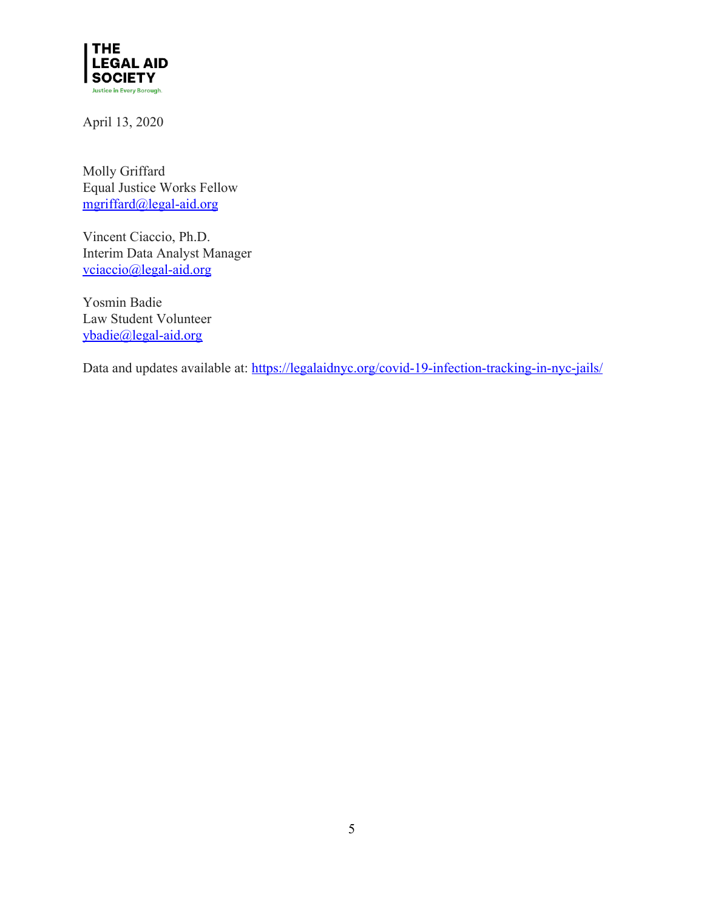THE LEGAL AID SOCIETY
Justice in Every Borough.

April 13, 2020

Molly Griffard
Equal Justice Works Fellow
[mgriffard@legal-aid.org](mailto:mgriffard@legal-aid.org)

Vincent Ciaccio, Ph.D.
Interim Data Analyst Manager
[vciaccio@legal-aid.org](mailto:vciaccio@legal-aid.org)

Yosmin Badie
Law Student Volunteer
[ybadie@legal-aid.org](mailto:ybadie@legal-aid.org)

Data and updates available at: [https://legalaidnyc.org/covid-19-infection-tracking-in-nyc-jails/](https://legalaidnyc.org/covid-19-infection-tracking-in-nyc-jails/)